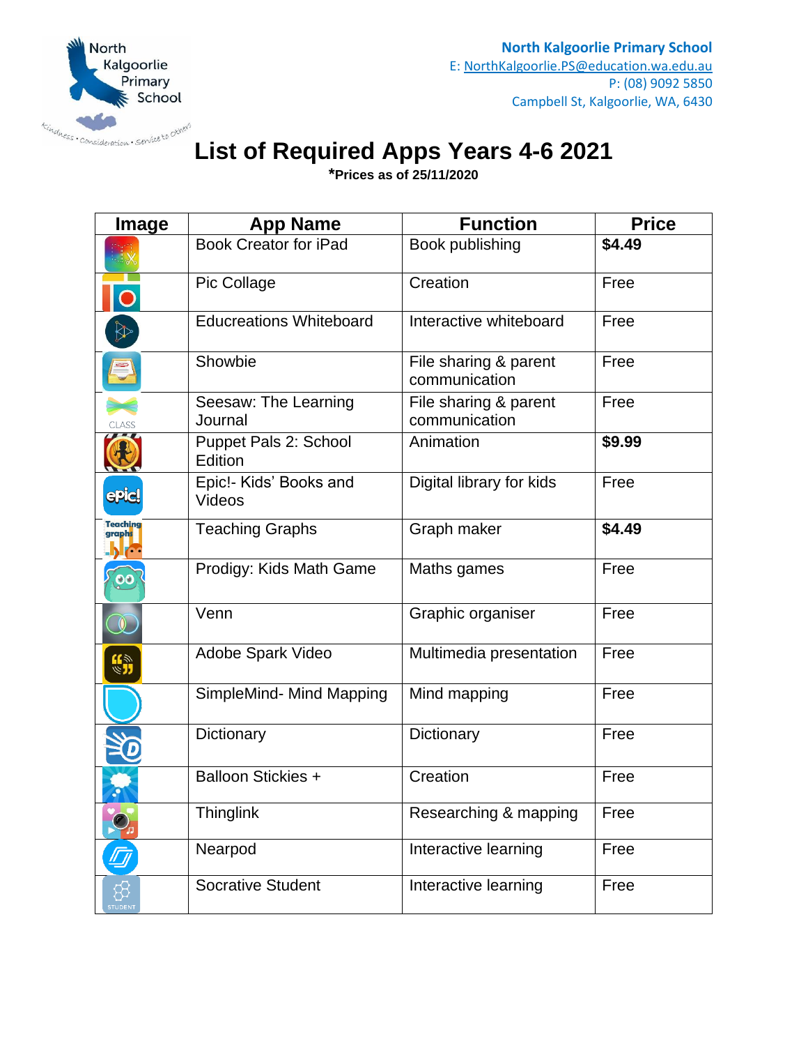North Kalgoorlie Primary School

Kindness • Consideration • Service to others

**North Kalgoorlie Primary School**
E: NorthKalgoorlie.PS@education.wa.edu.au
P: (08) 9092 5850
Campbell St, Kalgoorlie, WA, 6430

# List of Required Apps Years 4-6 2021

***Prices as of 25/11/2020**

| Image | App Name | Function | Price |
|---|---|---|---|
| | Book Creator for iPad | Book publishing | **$4.49** |
| | Pic Collage | Creation | Free |
| | Educreations Whiteboard | Interactive whiteboard | Free |
| | Showbie | File sharing & parent communication | Free |
| CLASS | Seesaw: The Learning Journal | File sharing & parent communication | Free |
| | Puppet Pals 2: School Edition | Animation | **$9.99** |
| | Epic!- Kids' Books and Videos | Digital library for kids | Free |
| | Teaching Graphs | Graph maker | **$4.49** |
| | Prodigy: Kids Math Game | Maths games | Free |
| | Venn | Graphic organiser | Free |
| | Adobe Spark Video | Multimedia presentation | Free |
| | SimpleMind- Mind Mapping | Mind mapping | Free |
| | Dictionary | Dictionary | Free |
| | Balloon Stickies + | Creation | Free |
| | Thinglink | Researching & mapping | Free |
| | Nearpod | Interactive learning | Free |
| STUDENT | Socrative Student | Interactive learning | Free |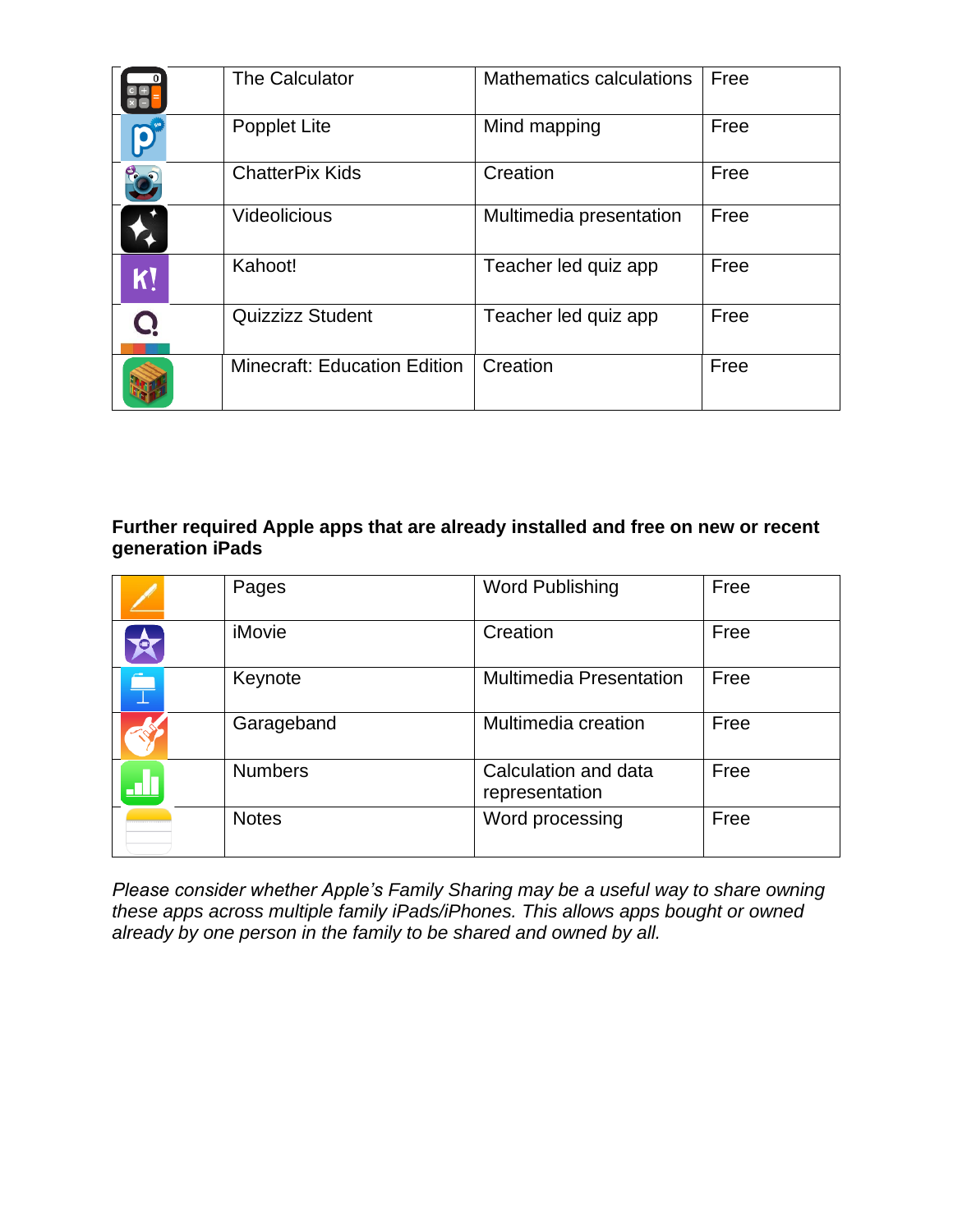| | | | |
|---|---|---|---|
| | The Calculator | Mathematics calculations | Free |
| | Popplet Lite | Mind mapping | Free |
| | ChatterPix Kids | Creation | Free |
| | Videolicious | Multimedia presentation | Free |
| | Kahoot! | Teacher led quiz app | Free |
| | Quizzizz Student | Teacher led quiz app | Free |
| | Minecraft: Education Edition | Creation | Free |

**Further required Apple apps that are already installed and free on new or recent generation iPads**

| | | | |
|---|---|---|---|
| | Pages | Word Publishing | Free |
| | iMovie | Creation | Free |
| | Keynote | Multimedia Presentation | Free |
| | Garageband | Multimedia creation | Free |
| | Numbers | Calculation and data representation | Free |
| | Notes | Word processing | Free |

*Please consider whether Apple's Family Sharing may be a useful way to share owning these apps across multiple family iPads/iPhones. This allows apps bought or owned already by one person in the family to be shared and owned by all.*